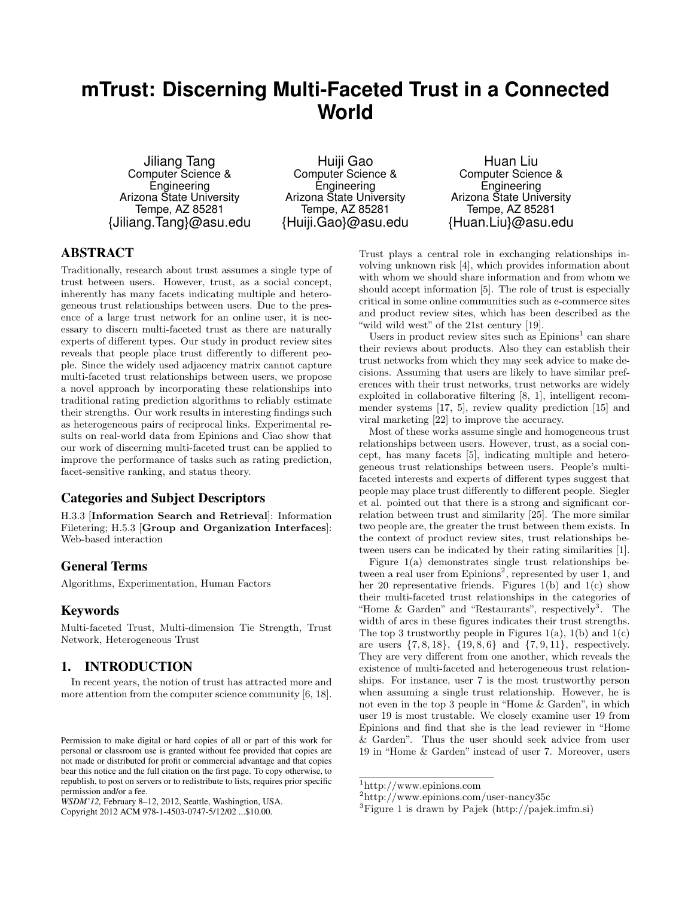# mTrust: Discerning Multi-Faceted Trust in a Connected World

Jiliang Tang
Computer Science & Engineering
Arizona State University
Tempe, AZ 85281
{Jiliang.Tang}@asu.edu

Huiji Gao
Computer Science & Engineering
Arizona State University
Tempe, AZ 85281
{Huiji.Gao}@asu.edu

Huan Liu
Computer Science & Engineering
Arizona State University
Tempe, AZ 85281
{Huan.Liu}@asu.edu

## ABSTRACT

Traditionally, research about trust assumes a single type of trust between users. However, trust, as a social concept, inherently has many facets indicating multiple and heterogeneous trust relationships between users. Due to the presence of a large trust network for an online user, it is necessary to discern multi-faceted trust as there are naturally experts of different types. Our study in product review sites reveals that people place trust differently to different people. Since the widely used adjacency matrix cannot capture multi-faceted trust relationships between users, we propose a novel approach by incorporating these relationships into traditional rating prediction algorithms to reliably estimate their strengths. Our work results in interesting findings such as heterogeneous pairs of reciprocal links. Experimental results on real-world data from Epinions and Ciao show that our work of discerning multi-faceted trust can be applied to improve the performance of tasks such as rating prediction, facet-sensitive ranking, and status theory.

### Categories and Subject Descriptors

H.3.3 [**Information Search and Retrieval**]: Information Filetering; H.5.3 [**Group and Organization Interfaces**]: Web-based interaction

### General Terms

Algorithms, Experimentation, Human Factors

### Keywords

Multi-faceted Trust, Multi-dimension Tie Strength, Trust Network, Heterogeneous Trust

## 1. INTRODUCTION

In recent years, the notion of trust has attracted more and more attention from the computer science community [6, 18]. Trust plays a central role in exchanging relationships involving unknown risk [4], which provides information about with whom we should share information and from whom we should accept information [5]. The role of trust is especially critical in some online communities such as e-commerce sites and product review sites, which has been described as the "wild wild west" of the 21st century [19].

Users in product review sites such as Epinions[1] can share their reviews about products. Also they can establish their trust networks from which they may seek advice to make decisions. Assuming that users are likely to have similar preferences with their trust networks, trust networks are widely exploited in collaborative filtering [8, 1], intelligent recommender systems [17, 5], review quality prediction [15] and viral marketing [22] to improve the accuracy.

Most of these works assume single and homogeneous trust relationships between users. However, trust, as a social concept, has many facets [5], indicating multiple and heterogeneous trust relationships between users. People's multi-faceted interests and experts of different types suggest that people may place trust differently to different people. Siegler et al. pointed out that there is a strong and significant correlation between trust and similarity [25]. The more similar two people are, the greater the trust between them exists. In the context of product review sites, trust relationships between users can be indicated by their rating similarities [1].

Figure 1(a) demonstrates single trust relationships between a real user from Epinions[2], represented by user 1, and her 20 representative friends. Figures 1(b) and 1(c) show their multi-faceted trust relationships in the categories of "Home & Garden" and "Restaurants", respectively[3]. The width of arcs in these figures indicates their trust strengths. The top 3 trustworthy people in Figures 1(a), 1(b) and 1(c) are users $\{7, 8, 18\}$, $\{19, 8, 6\}$ and $\{7, 9, 11\}$, respectively. They are very different from one another, which reveals the existence of multi-faceted and heterogeneous trust relationships. For instance, user 7 is the most trustworthy person when assuming a single trust relationship. However, he is not even in the top 3 people in "Home & Garden", in which user 19 is most trustable. We closely examine user 19 from Epinions and find that she is the lead reviewer in "Home & Garden". Thus the user should seek advice from user 19 in "Home & Garden" instead of user 7. Moreover, users

Permission to make digital or hard copies of all or part of this work for personal or classroom use is granted without fee provided that copies are not made or distributed for profit or commercial advantage and that copies bear this notice and the full citation on the first page. To copy otherwise, to republish, to post on servers or to redistribute to lists, requires prior specific permission and/or a fee.
*WSDM'12,* February 8–12, 2012, Seattle, Washingtion, USA.
Copyright 2012 ACM 978-1-4503-0747-5/12/02 ...$10.00.

[1] http://www.epinions.com
[2] http://www.epinions.com/user-nancy35c
[3] Figure 1 is drawn by Pajek (http://pajek.imfm.si)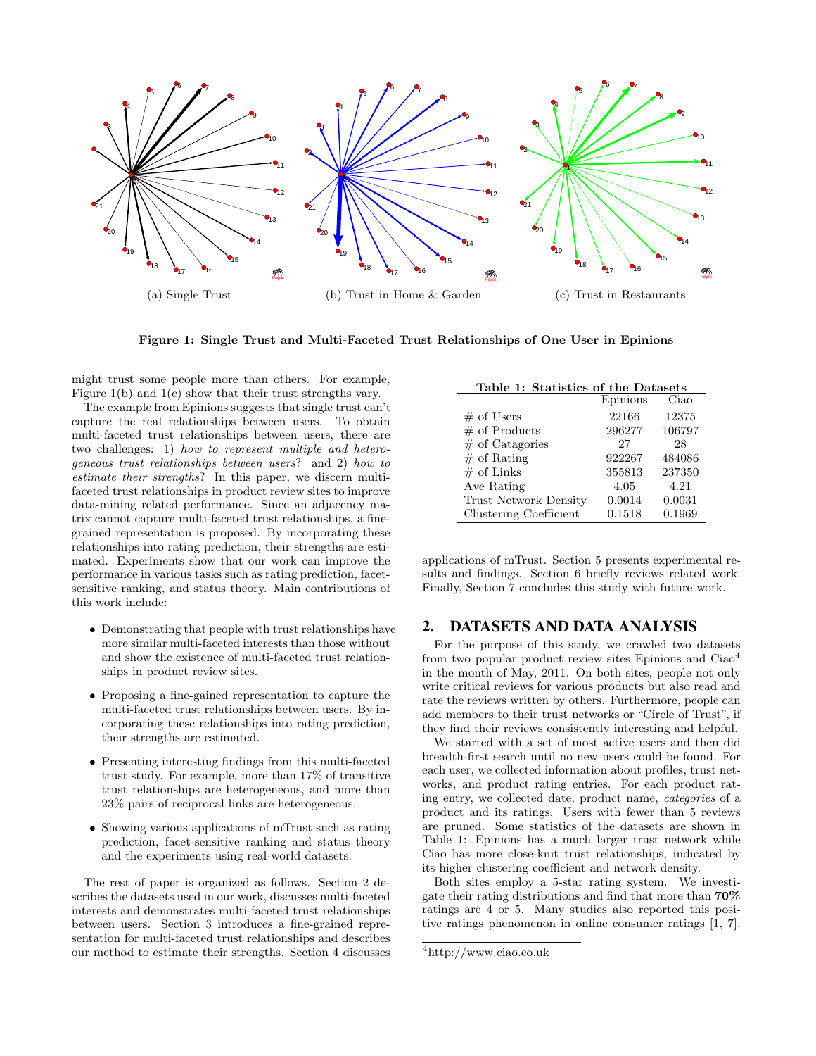(a) Single Trust (b) Trust in Home & Garden (c) Trust in Restaurants

**Figure 1: Single Trust and Multi-Faceted Trust Relationships of One User in Epinions**

might trust some people more than others. For example, Figure 1(b) and 1(c) show that their trust strengths vary.

The example from Epinions suggests that single trust can't capture the real relationships between users. To obtain multi-faceted trust relationships between users, there are two challenges: 1) *how to represent multiple and heterogeneous trust relationships between users*? and 2) *how to estimate their strengths*? In this paper, we discern multi-faceted trust relationships in product review sites to improve data-mining related performance. Since an adjacency matrix cannot capture multi-faceted trust relationships, a fine-grained representation is proposed. By incorporating these relationships into rating prediction, their strengths are estimated. Experiments show that our work can improve the performance in various tasks such as rating prediction, facet-sensitive ranking, and status theory. Main contributions of this work include:

- Demonstrating that people with trust relationships have more similar multi-faceted interests than those without and show the existence of multi-faceted trust relationships in product review sites.
- Proposing a fine-gained representation to capture the multi-faceted trust relationships between users. By incorporating these relationships into rating prediction, their strengths are estimated.
- Presenting interesting findings from this multi-faceted trust study. For example, more than 17% of transitive trust relationships are heterogeneous, and more than 23% pairs of reciprocal links are heterogeneous.
- Showing various applications of mTrust such as rating prediction, facet-sensitive ranking and status theory and the experiments using real-world datasets.

The rest of paper is organized as follows. Section 2 describes the datasets used in our work, discusses multi-faceted interests and demonstrates multi-faceted trust relationships between users. Section 3 introduces a fine-grained representation for multi-faceted trust relationships and describes our method to estimate their strengths. Section 4 discusses applications of mTrust. Section 5 presents experimental results and findings. Section 6 briefly reviews related work. Finally, Section 7 concludes this study with future work.

**Table 1: Statistics of the Datasets**

| | Epinions | Ciao |
|---|---|---|
| # of Users | 22166 | 12375 |
| # of Products | 296277 | 106797 |
| # of Catagories | 27 | 28 |
| # of Rating | 922267 | 484086 |
| # of Links | 355813 | 237350 |
| Ave Rating | 4.05 | 4.21 |
| Trust Network Density | 0.0014 | 0.0031 |
| Clustering Coefficient | 0.1518 | 0.1969 |

## 2. DATASETS AND DATA ANALYSIS

For the purpose of this study, we crawled two datasets from two popular product review sites Epinions and Ciao[4] in the month of May, 2011. On both sites, people not only write critical reviews for various products but also read and rate the reviews written by others. Furthermore, people can add members to their trust networks or "Circle of Trust", if they find their reviews consistently interesting and helpful.

We started with a set of most active users and then did breadth-first search until no new users could be found. For each user, we collected information about profiles, trust networks, and product rating entries. For each product rating entry, we collected date, product name, *categories* of a product and its ratings. Users with fewer than 5 reviews are pruned. Some statistics of the datasets are shown in Table 1: Epinions has a much larger trust network while Ciao has more close-knit trust relationships, indicated by its higher clustering coefficient and network density.

Both sites employ a 5-star rating system. We investigate their rating distributions and find that more than **70%** ratings are 4 or 5. Many studies also reported this positive ratings phenomenon in online consumer ratings [1, 7].

[4] http://www.ciao.co.uk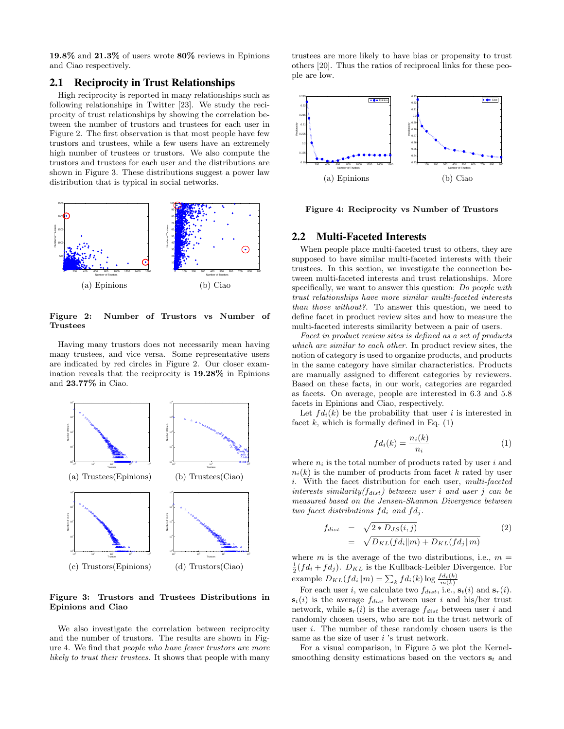**19.8%** and **21.3%** of users wrote **80%** reviews in Epinions and Ciao respectively.

## 2.1 Reciprocity in Trust Relationships

High reciprocity is reported in many relationships such as following relationships in Twitter [23]. We study the reciprocity of trust relationships by showing the correlation between the number of trustors and trustees for each user in Figure 2. The first observation is that most people have few trustors and trustees, while a few users have an extremely high number of trustees or trustors. We also compute the trustors and trustees for each user and the distributions are shown in Figure 3. These distributions suggest a power law distribution that is typical in social networks.

(a) Epinions (b) Ciao

**Figure 2: Number of Trustors vs Number of Trustees**

Having many trustors does not necessarily mean having many trustees, and vice versa. Some representative users are indicated by red circles in Figure 2. Our closer examination reveals that the reciprocity is **19.28%** in Epinions and **23.77%** in Ciao.

(a) Trustees(Epinions) (b) Trustees(Ciao)

(c) Trustors(Epinions) (d) Trustors(Ciao)

**Figure 3: Trustors and Trustees Distributions in Epinions and Ciao**

We also investigate the correlation between reciprocity and the number of trustors. The results are shown in Figure 4. We find that *people who have fewer trustors are more likely to trust their trustees*. It shows that people with many trustees are more likely to have bias or propensity to trust others [20]. Thus the ratios of reciprocal links for these people are low.

(a) Epinions (b) Ciao

**Figure 4: Reciprocity vs Number of Trustors**

## 2.2 Multi-Faceted Interests

When people place multi-faceted trust to others, they are supposed to have similar multi-faceted interests with their trustees. In this section, we investigate the connection between multi-faceted interests and trust relationships. More specifically, we want to answer this question: *Do people with trust relationships have more similar multi-faceted interests than those without?*. To answer this question, we need to define facet in product review sites and how to measure the multi-faceted interests similarity between a pair of users.

*Facet in product review sites is defined as a set of products which are similar to each other.* In product review sites, the notion of category is used to organize products, and products in the same category have similar characteristics. Products are manually assigned to different categories by reviewers. Based on these facts, in our work, categories are regarded as facets. On average, people are interested in 6.3 and 5.8 facets in Epinions and Ciao, respectively.

Let $fd_i(k)$ be the probability that user $i$ is interested in facet $k$, which is formally defined in Eq. (1)

$$fd_i(k) = \frac{n_i(k)}{n_i} \tag{1}$$

where $n_i$ is the total number of products rated by user $i$ and $n_i(k)$ is the number of products from facet $k$ rated by user $i$. With the facet distribution for each user, *multi-faceted interests similarity($f_{dist}$) between user $i$ and user $j$ can be measured based on the Jensen-Shannon Divergence between two facet distributions $fd_i$ and $fd_j$.*

$$\begin{aligned} f_{dist} &= \sqrt{2 * D_{JS}(i,j)} \\ &= \sqrt{D_{KL}(fd_i \| m) + D_{KL}(fd_j \| m)} \end{aligned} \tag{2}$$

where $m$ is the average of the two distributions, i.e., $m = \frac{1}{2}(fd_i + fd_j)$. $D_{KL}$ is the Kullback-Leibler Divergence. For example $D_{KL}(fd_i \| m) = \sum_k fd_i(k) \log \frac{fd_i(k)}{m(k)}$

For each user $i$, we calculate two $f_{dist}$, i.e., $\mathbf{s}_t(i)$ and $\mathbf{s}_r(i)$. $\mathbf{s}_t(i)$ is the average $f_{dist}$ between user $i$ and his/her trust network, while $\mathbf{s}_r(i)$ is the average $f_{dist}$ between user $i$ and randomly chosen users, who are not in the trust network of user $i$. The number of these randomly chosen users is the same as the size of user $i$ 's trust network.

For a visual comparison, in Figure 5 we plot the Kernel-smoothing density estimations based on the vectors $\mathbf{s}_t$ and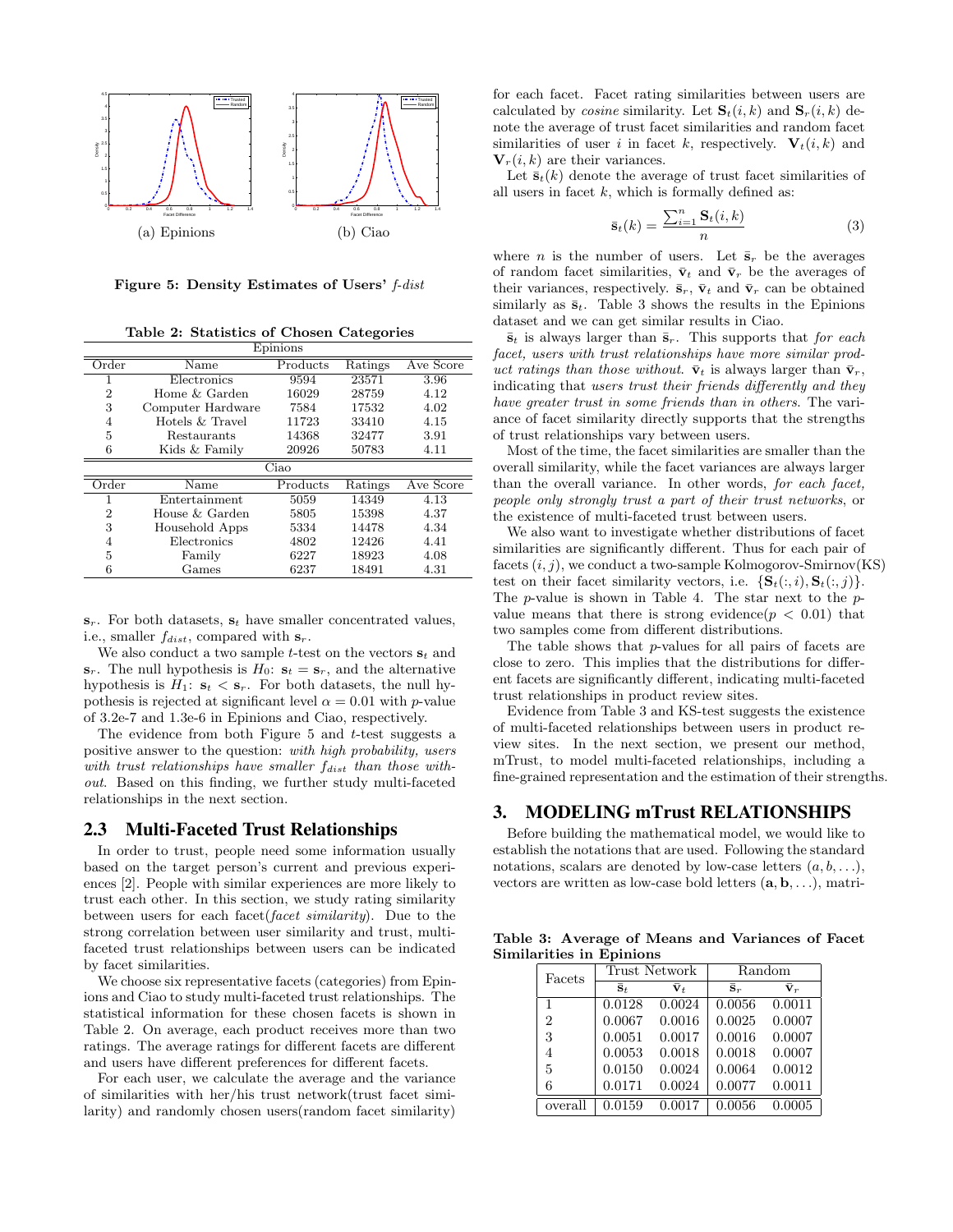(a) Epinions (b) Ciao

**Figure 5: Density Estimates of Users' $f\text{-}dist$**

**Table 2: Statistics of Chosen Categories**

| Order | Name | Products | Ratings | Ave Score |
|---|---|---|---|---|
| Epinions | | | | |
| 1 | Electronics | 9594 | 23571 | 3.96 |
| 2 | Home & Garden | 16029 | 28759 | 4.12 |
| 3 | Computer Hardware | 7584 | 17532 | 4.02 |
| 4 | Hotels & Travel | 11723 | 33410 | 4.15 |
| 5 | Restaurants | 14368 | 32477 | 3.91 |
| 6 | Kids & Family | 20926 | 50783 | 4.11 |
| Ciao | | | | |
| 1 | Entertainment | 5059 | 14349 | 4.13 |
| 2 | House & Garden | 5805 | 15398 | 4.37 |
| 3 | Household Apps | 5334 | 14478 | 4.34 |
| 4 | Electronics | 4802 | 12426 | 4.41 |
| 5 | Family | 6227 | 18923 | 4.08 |
| 6 | Games | 6237 | 18491 | 4.31 |

$\mathbf{s}_r$. For both datasets, $\mathbf{s}_t$ have smaller concentrated values, i.e., smaller $f_{dist}$, compared with $\mathbf{s}_r$.

We also conduct a two sample $t$-test on the vectors $\mathbf{s}_t$ and $\mathbf{s}_r$. The null hypothesis is $H_0$: $\mathbf{s}_t = \mathbf{s}_r$, and the alternative hypothesis is $H_1$: $\mathbf{s}_t < \mathbf{s}_r$. For both datasets, the null hypothesis is rejected at significant level $\alpha = 0.01$ with $p$-value of 3.2e-7 and 1.3e-6 in Epinions and Ciao, respectively.

The evidence from both Figure 5 and $t$-test suggests a positive answer to the question: *with high probability, users with trust relationships have smaller $f_{dist}$ than those without*. Based on this finding, we further study multi-faceted relationships in the next section.

### 2.3 Multi-Faceted Trust Relationships

In order to trust, people need some information usually based on the target person's current and previous experiences [2]. People with similar experiences are more likely to trust each other. In this section, we study rating similarity between users for each facet(*facet similarity*). Due to the strong correlation between user similarity and trust, multi-faceted trust relationships between users can be indicated by facet similarities.

We choose six representative facets (categories) from Epinions and Ciao to study multi-faceted trust relationships. The statistical information for these chosen facets is shown in Table 2. On average, each product receives more than two ratings. The average ratings for different facets are different and users have different preferences for different facets.

For each user, we calculate the average and the variance of similarities with her/his trust network(trust facet similarity) and randomly chosen users(random facet similarity) for each facet. Facet rating similarities between users are calculated by *cosine* similarity. Let $\mathbf{S}_t(i,k)$ and $\mathbf{S}_r(i,k)$ denote the average of trust facet similarities and random facet similarities of user $i$ in facet $k$, respectively. $\mathbf{V}_t(i,k)$ and $\mathbf{V}_r(i,k)$ are their variances.

Let $\bar{\mathbf{s}}_t(k)$ denote the average of trust facet similarities of all users in facet $k$, which is formally defined as:

$$\bar{\mathbf{s}}_t(k) = \frac{\sum_{i=1}^{n} \mathbf{S}_t(i,k)}{n} \tag{3}$$

where $n$ is the number of users. Let $\bar{\mathbf{s}}_r$ be the averages of random facet similarities, $\bar{\mathbf{v}}_t$ and $\bar{\mathbf{v}}_r$ be the averages of their variances, respectively. $\bar{\mathbf{s}}_r$, $\bar{\mathbf{v}}_t$ and $\bar{\mathbf{v}}_r$ can be obtained similarly as $\bar{\mathbf{s}}_t$. Table 3 shows the results in the Epinions dataset and we can get similar results in Ciao.

$\bar{\mathbf{s}}_t$ is always larger than $\bar{\mathbf{s}}_r$. This supports that *for each facet, users with trust relationships have more similar product ratings than those without*. $\bar{\mathbf{v}}_t$ is always larger than $\bar{\mathbf{v}}_r$, indicating that *users trust their friends differently and they have greater trust in some friends than in others*. The variance of facet similarity directly supports that the strengths of trust relationships vary between users.

Most of the time, the facet similarities are smaller than the overall similarity, while the facet variances are always larger than the overall variance. In other words, *for each facet, people only strongly trust a part of their trust networks*, or the existence of multi-faceted trust relationships.

We also want to investigate whether distributions of facet similarities are significantly different. Thus for each pair of facets $(i,j)$, we conduct a two-sample Kolmogorov-Smirnov(KS) test on their facet similarity vectors, i.e. $\{\mathbf{S}_t(:,i), \mathbf{S}_t(:,j)\}$. The $p$-value is shown in Table 4. The star next to the $p$-value means that there is strong evidence($p < 0.01$) that two samples come from different distributions.

The table shows that $p$-values for all pairs of facets are close to zero. This implies that the distributions for different facets are significantly different, indicating multi-faceted trust relationships in product review sites.

Evidence from Table 3 and KS-test suggests the existence of multi-faceted relationships between users in product review sites. In the next section, we present our method, mTrust, to model multi-faceted relationships, including a fine-grained representation and the estimation of their strengths.

## 3. MODELING mTrust RELATIONSHIPS

Before building the mathematical model, we would like to establish the notations that are used. Following the standard notations, scalars are denoted by low-case letters $(a, b, \ldots)$, vectors are written as low-case bold letters $(\mathbf{a}, \mathbf{b}, \ldots)$, matri-

**Table 3: Average of Means and Variances of Facet Similarities in Epinions**

| Facets | Trust Network | | Random | |
|---|---|---|---|---|
| | $\bar{\mathbf{s}}_t$ | $\bar{\mathbf{v}}_t$ | $\bar{\mathbf{s}}_r$ | $\bar{\mathbf{v}}_r$ |
| 1 | 0.0128 | 0.0024 | 0.0056 | 0.0011 |
| 2 | 0.0067 | 0.0016 | 0.0025 | 0.0007 |
| 3 | 0.0051 | 0.0017 | 0.0016 | 0.0007 |
| 4 | 0.0053 | 0.0018 | 0.0018 | 0.0007 |
| 5 | 0.0150 | 0.0024 | 0.0064 | 0.0012 |
| 6 | 0.0171 | 0.0024 | 0.0077 | 0.0011 |
| overall | 0.0159 | 0.0017 | 0.0056 | 0.0005 |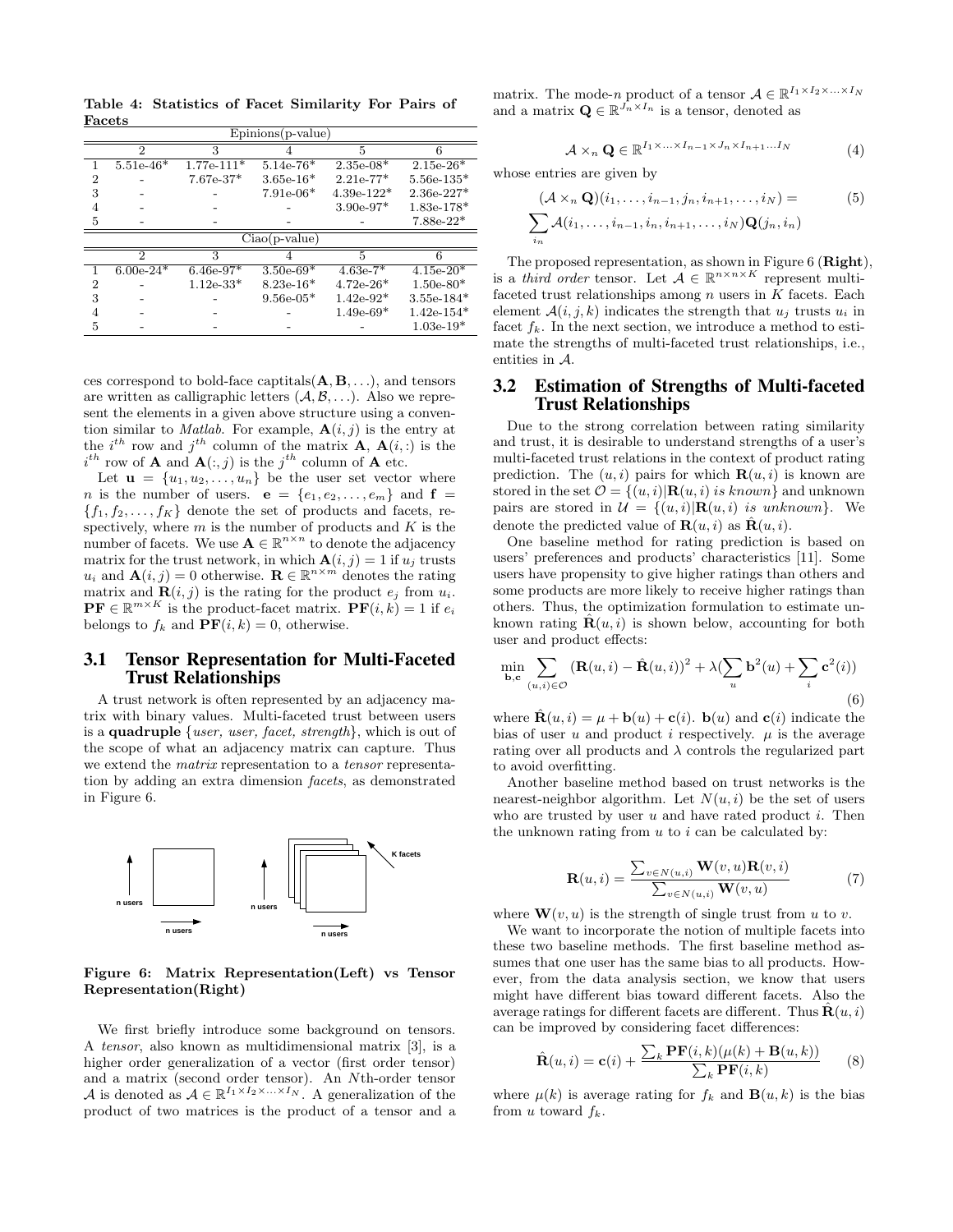**Table 4: Statistics of Facet Similarity For Pairs of Facets**

| Epinions(p-value) | | | | | |
|---|---|---|---|---|---|
| | 2 | 3 | 4 | 5 | 6 |
| 1 | 5.51e-46* | 1.77e-111* | 5.14e-76* | 2.35e-08* | 2.15e-26* |
| 2 | - | 7.67e-37* | 3.65e-16* | 2.21e-77* | 5.56e-135* |
| 3 | - | - | 7.91e-06* | 4.39e-122* | 2.36e-227* |
| 4 | - | - | - | 3.90e-97* | 1.83e-178* |
| 5 | - | - | - | - | 7.88e-22* |
| **Ciao(p-value)** | | | | | |
| | 2 | 3 | 4 | 5 | 6 |
| 1 | 6.00e-24* | 6.46e-97* | 3.50e-69* | 4.63e-7* | 4.15e-20* |
| 2 | - | 1.12e-33* | 8.23e-16* | 4.72e-26* | 1.50e-80* |
| 3 | - | - | 9.56e-05* | 1.42e-92* | 3.55e-184* |
| 4 | - | - | - | 1.49e-69* | 1.42e-154* |
| 5 | - | - | - | - | 1.03e-19* |

ces correspond to bold-face captitals($\mathbf{A}, \mathbf{B}, \ldots$), and tensors are written as calligraphic letters ($\mathcal{A}, \mathcal{B}, \ldots$). Also we represent the elements in a given above structure using a convention similar to *Matlab*. For example, $\mathbf{A}(i,j)$ is the entry at the $i^{th}$ row and $j^{th}$ column of the matrix $\mathbf{A}$, $\mathbf{A}(i,:)$ is the $i^{th}$ row of $\mathbf{A}$ and $\mathbf{A}(:,j)$ is the $j^{th}$ column of $\mathbf{A}$ etc.

Let $\mathbf{u} = \{u_1, u_2, \ldots, u_n\}$ be the user set vector where $n$ is the number of users. $\mathbf{e} = \{e_1, e_2, \ldots, e_m\}$ and $\mathbf{f} = \{f_1, f_2, \ldots, f_K\}$ denote the set of products and facets, respectively, where $m$ is the number of products and $K$ is the number of facets. We use $\mathbf{A} \in \mathbb{R}^{n \times n}$ to denote the adjacency matrix for the trust network, in which $\mathbf{A}(i,j) = 1$ if $u_j$ trusts $u_i$ and $\mathbf{A}(i,j) = 0$ otherwise. $\mathbf{R} \in \mathbb{R}^{n \times m}$ denotes the rating matrix and $\mathbf{R}(i,j)$ is the rating for the product $e_j$ from $u_i$. $\mathbf{PF} \in \mathbb{R}^{m \times K}$ is the product-facet matrix. $\mathbf{PF}(i,k) = 1$ if $e_i$ belongs to $f_k$ and $\mathbf{PF}(i,k) = 0$, otherwise.

## 3.1 Tensor Representation for Multi-Faceted Trust Relationships

A trust network is often represented by an adjacency matrix with binary values. Multi-faceted trust between users is a **quadruple** {*user, user, facet, strength*}, which is out of the scope of what an adjacency matrix can capture. Thus we extend the *matrix* representation to a *tensor* representation by adding an extra dimension *facets*, as demonstrated in Figure 6.

**Figure 6: Matrix Representation(Left) vs Tensor Representation(Right)**

We first briefly introduce some background on tensors. A *tensor*, also known as multidimensional matrix [3], is a higher order generalization of a vector (first order tensor) and a matrix (second order tensor). An $N$th-order tensor $\mathcal{A}$ is denoted as $\mathcal{A} \in \mathbb{R}^{I_1 \times I_2 \times \ldots \times I_N}$. A generalization of the product of two matrices is the product of a tensor and a matrix. The mode-$n$ product of a tensor $\mathcal{A} \in \mathbb{R}^{I_1 \times I_2 \times \ldots \times I_N}$ and a matrix $\mathbf{Q} \in \mathbb{R}^{J_n \times I_n}$ is a tensor, denoted as

$$\mathcal{A} \times_n \mathbf{Q} \in \mathbb{R}^{I_1 \times \ldots \times I_{n-1} \times J_n \times I_{n+1} \ldots I_N} \tag{4}$$

whose entries are given by

$$(\mathcal{A} \times_n \mathbf{Q})(i_1, \ldots, i_{n-1}, j_n, i_{n+1}, \ldots, i_N) = \sum_{i_n} \mathcal{A}(i_1, \ldots, i_{n-1}, i_n, i_{n+1}, \ldots, i_N)\mathbf{Q}(j_n, i_n) \tag{5}$$

The proposed representation, as shown in Figure 6 (**Right**), is a *third order* tensor. Let $\mathcal{A} \in \mathbb{R}^{n \times n \times K}$ represent multi-faceted trust relationships among $n$ users in $K$ facets. Each element $\mathcal{A}(i,j,k)$ indicates the strength that $u_j$ trusts $u_i$ in facet $f_k$. In the next section, we introduce a method to estimate the strengths of multi-faceted trust relationships, i.e., entities in $\mathcal{A}$.

## 3.2 Estimation of Strengths of Multi-faceted Trust Relationships

Due to the strong correlation between rating similarity and trust, it is desirable to understand strengths of a user's multi-faceted trust relations in the context of product rating prediction. The $(u,i)$ pairs for which $\mathbf{R}(u,i)$ is known are stored in the set $\mathcal{O} = \{(u,i)|\mathbf{R}(u,i) \textit{ is known}\}$ and unknown pairs are stored in $\mathcal{U} = \{(u,i)|\mathbf{R}(u,i) \textit{ is unknown}\}$. We denote the predicted value of $\mathbf{R}(u,i)$ as $\hat{\mathbf{R}}(u,i)$.

One baseline method for rating prediction is based on users' preferences and products' characteristics [11]. Some users have propensity to give higher ratings than others and some products are more likely to receive higher ratings than others. Thus, the optimization formulation to estimate unknown rating $\hat{\mathbf{R}}(u,i)$ is shown below, accounting for both user and product effects:

$$\min_{\mathbf{b},\mathbf{c}} \sum_{(u,i)\in\mathcal{O}} (\mathbf{R}(u,i) - \hat{\mathbf{R}}(u,i))^2 + \lambda(\sum_u \mathbf{b}^2(u) + \sum_i \mathbf{c}^2(i)) \tag{6}$$

where $\hat{\mathbf{R}}(u,i) = \mu + \mathbf{b}(u) + \mathbf{c}(i)$. $\mathbf{b}(u)$ and $\mathbf{c}(i)$ indicate the bias of user $u$ and product $i$ respectively. $\mu$ is the average rating over all products and $\lambda$ controls the regularized part to avoid overfitting.

Another baseline method based on trust networks is the nearest-neighbor algorithm. Let $N(u,i)$ be the set of users who are trusted by user $u$ and have rated product $i$. Then the unknown rating from $u$ to $i$ can be calculated by:

$$\mathbf{R}(u,i) = \frac{\sum_{v\in N(u,i)} \mathbf{W}(v,u)\mathbf{R}(v,i)}{\sum_{v\in N(u,i)} \mathbf{W}(v,u)} \tag{7}$$

where $\mathbf{W}(v,u)$ is the strength of single trust from $u$ to $v$.

We want to incorporate the notion of multiple facets into these two baseline methods. The first baseline method assumes that one user has the same bias to all products. However, from the data analysis section, we know that users might have different bias toward different facets. Also the average ratings for different facets are different. Thus $\hat{\mathbf{R}}(u,i)$ can be improved by considering facet differences:

$$\hat{\mathbf{R}}(u,i) = \mathbf{c}(i) + \frac{\sum_k \mathbf{PF}(i,k)(\mu(k) + \mathbf{B}(u,k))}{\sum_k \mathbf{PF}(i,k)} \tag{8}$$

where $\mu(k)$ is average rating for $f_k$ and $\mathbf{B}(u,k)$ is the bias from $u$ toward $f_k$.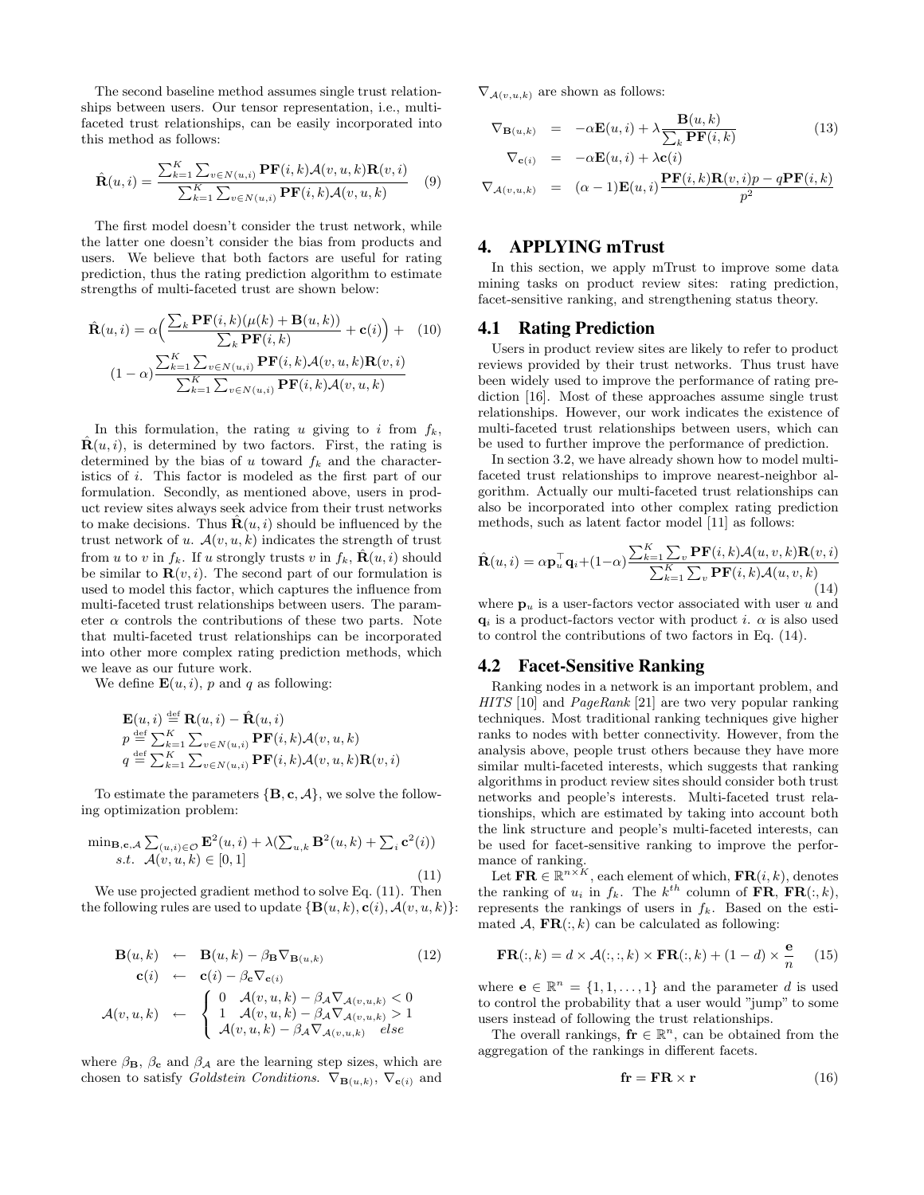The second baseline method assumes single trust relationships between users. Our tensor representation, i.e., multi-faceted trust relationships, can be easily incorporated into this method as follows:

$$\hat{\mathbf{R}}(u,i) = \frac{\sum_{k=1}^{K}\sum_{v\in N(u,i)}\mathbf{PF}(i,k)\mathcal{A}(v,u,k)\mathbf{R}(v,i)}{\sum_{k=1}^{K}\sum_{v\in N(u,i)}\mathbf{PF}(i,k)\mathcal{A}(v,u,k)} \quad (9)$$

The first model doesn't consider the trust network, while the latter one doesn't consider the bias from products and users. We believe that both factors are useful for rating prediction, thus the rating prediction algorithm to estimate strengths of multi-faceted trust are shown below:

$$\hat{\mathbf{R}}(u,i) = \alpha\Big(\frac{\sum_k \mathbf{PF}(i,k)(\mu(k)+\mathbf{B}(u,k))}{\sum_k \mathbf{PF}(i,k)} + \mathbf{c}(i)\Big) + (1-\alpha)\frac{\sum_{k=1}^{K}\sum_{v\in N(u,i)}\mathbf{PF}(i,k)\mathcal{A}(v,u,k)\mathbf{R}(v,i)}{\sum_{k=1}^{K}\sum_{v\in N(u,i)}\mathbf{PF}(i,k)\mathcal{A}(v,u,k)} \quad (10)$$

In this formulation, the rating $u$ giving to $i$ from $f_k$, $\hat{\mathbf{R}}(u,i)$, is determined by two factors. First, the rating is determined by the bias of $u$ toward $f_k$ and the characteristics of $i$. This factor is modeled as the first part of our formulation. Secondly, as mentioned above, users in product review sites always seek advice from their trust networks to make decisions. Thus $\hat{\mathbf{R}}(u,i)$ should be influenced by the trust network of $u$. $\mathcal{A}(v,u,k)$ indicates the strength of trust from $u$ to $v$ in $f_k$. If $u$ strongly trusts $v$ in $f_k$, $\hat{\mathbf{R}}(u,i)$ should be similar to $\mathbf{R}(v,i)$. The second part of our formulation is used to model this factor, which captures the influence from multi-faceted trust relationships between users. The parameter $\alpha$ controls the contributions of these two parts. Note that multi-faceted trust relationships can be incorporated into other more complex rating prediction methods, which we leave as our future work.

We define $\mathbf{E}(u,i)$, $p$ and $q$ as following:

$$\mathbf{E}(u,i) \stackrel{\text{def}}{=} \mathbf{R}(u,i) - \hat{\mathbf{R}}(u,i)$$
$$p \stackrel{\text{def}}{=} \sum_{k=1}^{K}\sum_{v\in N(u,i)}\mathbf{PF}(i,k)\mathcal{A}(v,u,k)$$
$$q \stackrel{\text{def}}{=} \sum_{k=1}^{K}\sum_{v\in N(u,i)}\mathbf{PF}(i,k)\mathcal{A}(v,u,k)\mathbf{R}(v,i)$$

To estimate the parameters $\{\mathbf{B},\mathbf{c},\mathcal{A}\}$, we solve the following optimization problem:

$$\min_{\mathbf{B},\mathbf{c},\mathcal{A}} \sum_{(u,i)\in\mathcal{O}} \mathbf{E}^2(u,i) + \lambda(\sum_{u,k}\mathbf{B}^2(u,k) + \sum_i \mathbf{c}^2(i)) \quad s.t.\ \mathcal{A}(v,u,k)\in[0,1] \quad (11)$$

We use projected gradient method to solve Eq. (11). Then the following rules are used to update $\{\mathbf{B}(u,k),\mathbf{c}(i),\mathcal{A}(v,u,k)\}$:

$$\begin{aligned}
\mathbf{B}(u,k) &\leftarrow \mathbf{B}(u,k) - \beta_{\mathbf{B}}\nabla_{\mathbf{B}(u,k)} \\
\mathbf{c}(i) &\leftarrow \mathbf{c}(i) - \beta_{\mathbf{c}}\nabla_{\mathbf{c}(i)} \\
\mathcal{A}(v,u,k) &\leftarrow \begin{cases} 0 & \mathcal{A}(v,u,k) - \beta_{\mathcal{A}}\nabla_{\mathcal{A}(v,u,k)} < 0 \\ 1 & \mathcal{A}(v,u,k) - \beta_{\mathcal{A}}\nabla_{\mathcal{A}(v,u,k)} > 1 \\ \mathcal{A}(v,u,k) - \beta_{\mathcal{A}}\nabla_{\mathcal{A}(v,u,k)} & else \end{cases}
\end{aligned} \quad (12)$$

where $\beta_{\mathbf{B}}$, $\beta_{\mathbf{c}}$ and $\beta_{\mathcal{A}}$ are the learning step sizes, which are chosen to satisfy *Goldstein Conditions*. $\nabla_{\mathbf{B}(u,k)}$, $\nabla_{\mathbf{c}(i)}$ and $\nabla_{\mathcal{A}(v,u,k)}$ are shown as follows:

$$\begin{aligned}
\nabla_{\mathbf{B}(u,k)} &= -\alpha\mathbf{E}(u,i) + \lambda\frac{\mathbf{B}(u,k)}{\sum_k \mathbf{PF}(i,k)} \\
\nabla_{\mathbf{c}(i)} &= -\alpha\mathbf{E}(u,i) + \lambda\mathbf{c}(i) \\
\nabla_{\mathcal{A}(v,u,k)} &= (\alpha-1)\mathbf{E}(u,i)\frac{\mathbf{PF}(i,k)\mathbf{R}(v,i)p - q\mathbf{PF}(i,k)}{p^2}
\end{aligned} \quad (13)$$

# 4. APPLYING mTrust

In this section, we apply mTrust to improve some data mining tasks on product review sites: rating prediction, facet-sensitive ranking, and strengthening status theory.

## 4.1 Rating Prediction

Users in product review sites are likely to refer to product reviews provided by their trust networks. Thus trust have been widely used to improve the performance of rating prediction [16]. Most of these approaches assume single trust relationships. However, our work indicates the existence of multi-faceted trust relationships between users, which can be used to further improve the performance of prediction.

In section 3.2, we have already shown how to model multi-faceted trust relationships to improve nearest-neighbor algorithm. Actually our multi-faceted trust relationships can also be incorporated into other complex rating prediction methods, such as latent factor model [11] as follows:

$$\hat{\mathbf{R}}(u,i) = \alpha\mathbf{p}_u^\top\mathbf{q}_i + (1-\alpha)\frac{\sum_{k=1}^{K}\sum_v \mathbf{PF}(i,k)\mathcal{A}(u,v,k)\mathbf{R}(v,i)}{\sum_{k=1}^{K}\sum_v \mathbf{PF}(i,k)\mathcal{A}(u,v,k)} \quad (14)$$

where $\mathbf{p}_u$ is a user-factors vector associated with user $u$ and $\mathbf{q}_i$ is a product-factors vector with product $i$. $\alpha$ is also used to control the contributions of two factors in Eq. (14).

## 4.2 Facet-Sensitive Ranking

Ranking nodes in a network is an important problem, and *HITS* [10] and *PageRank* [21] are two very popular ranking techniques. Most traditional ranking techniques give higher ranks to nodes with better connectivity. However, from the analysis above, people trust others because they have more similar multi-faceted interests, which suggests that ranking algorithms in product review sites should consider both trust networks and people's interests. Multi-faceted trust relationships, which are estimated by taking into account both the link structure and people's multi-faceted interests, can be used for facet-sensitive ranking to improve the performance of ranking.

Let $\mathbf{FR}\in\mathbb{R}^{n\times K}$, each element of which, $\mathbf{FR}(i,k)$, denotes the ranking of $u_i$ in $f_k$. The $k^{th}$ column of $\mathbf{FR}$, $\mathbf{FR}(:,k)$, represents the rankings of users in $f_k$. Based on the estimated $\mathcal{A}$, $\mathbf{FR}(:,k)$ can be calculated as following:

$$\mathbf{FR}(:,k) = d\times\mathcal{A}(:,:,k)\times\mathbf{FR}(:,k) + (1-d)\times\frac{\mathbf{e}}{n} \quad (15)$$

where $\mathbf{e}\in\mathbb{R}^n = \{1,1,\ldots,1\}$ and the parameter $d$ is used to control the probability that a user would "jump" to some users instead of following the trust relationships.

The overall rankings, $\mathbf{fr}\in\mathbb{R}^n$, can be obtained from the aggregation of the rankings in different facets.

$$\mathbf{fr} = \mathbf{FR}\times\mathbf{r} \quad (16)$$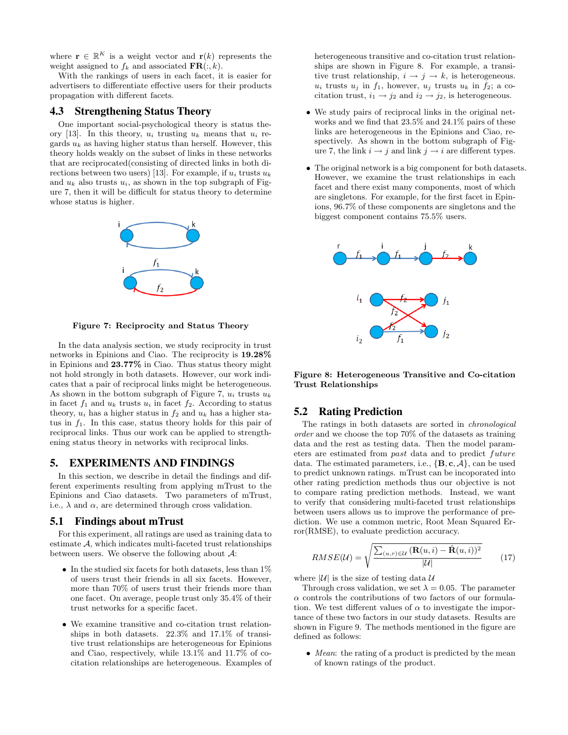where $\mathbf{r} \in \mathbb{R}^K$ is a weight vector and $\mathbf{r}(k)$ represents the weight assigned to $f_k$ and associated $\mathbf{FR}(:, k)$.

With the rankings of users in each facet, it is easier for advertisers to differentiate effective users for their products propagation with different facets.

### 4.3 Strengthening Status Theory

One important social-psychological theory is status theory [13]. In this theory, $u_i$ trusting $u_k$ means that $u_i$ regards $u_k$ as having higher status than herself. However, this theory holds weakly on the subset of links in these networks that are reciprocated(consisting of directed links in both directions between two users) [13]. For example, if $u_i$ trusts $u_k$ and $u_k$ also trusts $u_i$, as shown in the top subgraph of Figure 7, then it will be difficult for status theory to determine whose status is higher.

**Figure 7: Reciprocity and Status Theory**

In the data analysis section, we study reciprocity in trust networks in Epinions and Ciao. The reciprocity is **19.28%** in Epinions and **23.77%** in Ciao. Thus status theory might not hold strongly in both datasets. However, our work indicates that a pair of reciprocal links might be heterogeneous. As shown in the bottom subgraph of Figure 7, $u_i$ trusts $u_k$ in facet $f_1$ and $u_k$ trusts $u_i$ in facet $f_2$. According to status theory, $u_i$ has a higher status in $f_2$ and $u_k$ has a higher status in $f_1$. In this case, status theory holds for this pair of reciprocal links. Thus our work can be applied to strengthening status theory in networks with reciprocal links.

## 5. EXPERIMENTS AND FINDINGS

In this section, we describe in detail the findings and different experiments resulting from applying mTrust to the Epinions and Ciao datasets. Two parameters of mTrust, i.e., $\lambda$ and $\alpha$, are determined through cross validation.

### 5.1 Findings about mTrust

For this experiment, all ratings are used as training data to estimate $\mathcal{A}$, which indicates multi-faceted trust relationships between users. We observe the following about $\mathcal{A}$:

- In the studied six facets for both datasets, less than 1% of users trust their friends in all six facets. However, more than 70% of users trust their friends more than one facet. On average, people trust only 35.4% of their trust networks for a specific facet.
- We examine transitive and co-citation trust relationships in both datasets. 22.3% and 17.1% of transitive trust relationships are heterogeneous for Epinions and Ciao, respectively, while 13.1% and 11.7% of co-citation relationships are heterogeneous. Examples of heterogeneous transitive and co-citation trust relationships are shown in Figure 8. For example, a transitive trust relationship, $i \rightarrow j \rightarrow k$, is heterogeneous. $u_i$ trusts $u_j$ in $f_1$, however, $u_j$ trusts $u_k$ in $f_2$; a co-citation trust, $i_1 \rightarrow j_2$ and $i_2 \rightarrow j_2$, is heterogeneous.
- We study pairs of reciprocal links in the original networks and we find that 23.5% and 24.1% pairs of these links are heterogeneous in the Epinions and Ciao, respectively. As shown in the bottom subgraph of Figure 7, the link $i \rightarrow j$ and link $j \rightarrow i$ are different types.
- The original network is a big component for both datasets. However, we examine the trust relationships in each facet and there exist many components, most of which are singletons. For example, for the first facet in Epinions, 96.7% of these components are singletons and the biggest component contains 75.5% users.

**Figure 8: Heterogeneous Transitive and Co-citation Trust Relationships**

### 5.2 Rating Prediction

The ratings in both datasets are sorted in *chronological order* and we choose the top 70% of the datasets as training data and the rest as testing data. Then the model parameters are estimated from *past* data and to predict *future* data. The estimated parameters, i.e., $\{\mathbf{B}, \mathbf{c}, \mathcal{A}\}$, can be used to predict unknown ratings. mTrust can be incoporated into other rating prediction methods thus our objective is not to compare rating prediction methods. Instead, we want to verify that considering multi-faceted trust relationships between users allows us to improve the performance of prediction. We use a common metric, Root Mean Squared Error(RMSE), to evaluate prediction accuracy.

$$RMSE(\mathcal{U}) = \sqrt{\frac{\sum_{(u,r)\in\mathcal{U}} (\mathbf{R}(u,i) - \hat{\mathbf{R}}(u,i))^2}{|\mathcal{U}|}} \tag{17}$$

where $|\mathcal{U}|$ is the size of testing data $\mathcal{U}$

Through cross validation, we set $\lambda = 0.05$. The parameter $\alpha$ controls the contributions of two factors of our formulation. We test different values of $\alpha$ to investigate the importance of these two factors in our study datasets. Results are shown in Figure 9. The methods mentioned in the figure are defined as follows:

- *Mean*: the rating of a product is predicted by the mean of known ratings of the product.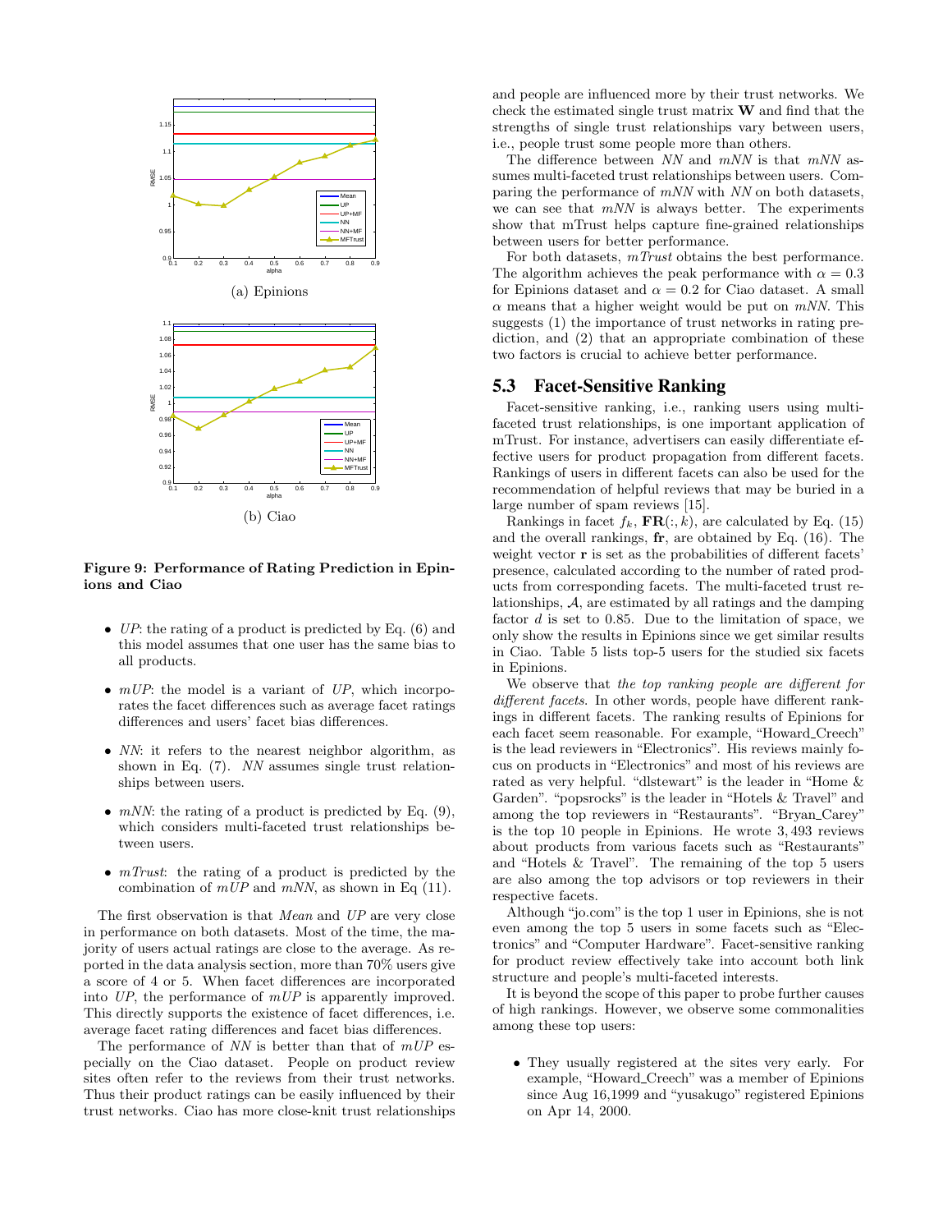(a) Epinions

(b) Ciao

**Figure 9: Performance of Rating Prediction in Epinions and Ciao**

- *UP*: the rating of a product is predicted by Eq. (6) and this model assumes that one user has the same bias to all products.
- *mUP*: the model is a variant of *UP*, which incorporates the facet differences such as average facet ratings differences and users' facet bias differences.
- *NN*: it refers to the nearest neighbor algorithm, as shown in Eq. (7). *NN* assumes single trust relationships between users.
- *mNN*: the rating of a product is predicted by Eq. (9), which considers multi-faceted trust relationships between users.
- *mTrust*: the rating of a product is predicted by the combination of *mUP* and *mNN*, as shown in Eq (11).

The first observation is that *Mean* and *UP* are very close in performance on both datasets. Most of the time, the majority of users actual ratings are close to the average. As reported in the data analysis section, more than 70% users give a score of 4 or 5. When facet differences are incorporated into *UP*, the performance of *mUP* is apparently improved. This directly supports the existence of facet differences, i.e. average facet rating differences and facet bias differences.

The performance of *NN* is better than that of *mUP* especially on the Ciao dataset. People on product review sites often refer to the reviews from their trust networks. Thus their product ratings can be easily influenced by their trust networks. Ciao has more close-knit trust relationships and people are influenced more by their trust networks. We check the estimated single trust matrix $\mathbf{W}$ and find that the strengths of single trust relationships vary between users, i.e., people trust some people more than others.

The difference between *NN* and *mNN* is that *mNN* assumes multi-faceted trust relationships between users. Comparing the performance of *mNN* with *NN* on both datasets, we can see that *mNN* is always better. The experiments show that mTrust helps capture fine-grained relationships between users for better performance.

For both datasets, *mTrust* obtains the best performance. The algorithm achieves the peak performance with $\alpha = 0.3$ for Epinions dataset and $\alpha = 0.2$ for Ciao dataset. A small $\alpha$ means that a higher weight would be put on *mNN*. This suggests (1) the importance of trust networks in rating prediction, and (2) that an appropriate combination of these two factors is crucial to achieve better performance.

## 5.3 Facet-Sensitive Ranking

Facet-sensitive ranking, i.e., ranking users using multi-faceted trust relationships, is one important application of mTrust. For instance, advertisers can easily differentiate effective users for product propagation from different facets. Rankings of users in different facets can also be used for the recommendation of helpful reviews that may be buried in a large number of spam reviews [15].

Rankings in facet $f_k$, $\mathbf{FR}(:, k)$, are calculated by Eq. (15) and the overall rankings, $\mathbf{fr}$, are obtained by Eq. (16). The weight vector $\mathbf{r}$ is set as the probabilities of different facets' presence, calculated according to the number of rated products from corresponding facets. The multi-faceted trust relationships, $\mathcal{A}$, are estimated by all ratings and the damping factor $d$ is set to 0.85. Due to the limitation of space, we only show the results in Epinions since we get similar results in Ciao. Table 5 lists top-5 users for the studied six facets in Epinions.

We observe that *the top ranking people are different for different facets*. In other words, people have different rankings in different facets. The ranking results of Epinions for each facet seem reasonable. For example, "Howard_Creech" is the lead reviewers in "Electronics". His reviews mainly focus on products in "Electronics" and most of his reviews are rated as very helpful. "dlstewart" is the leader in "Home & Garden". "popsrocks" is the leader in "Hotels & Travel" and among the top reviewers in "Restaurants". "Bryan_Carey" is the top 10 people in Epinions. He wrote 3,493 reviews about products from various facets such as "Restaurants" and "Hotels & Travel". The remaining of the top 5 users are also among the top advisors or top reviewers in their respective facets.

Although "jo.com" is the top 1 user in Epinions, she is not even among the top 5 users in some facets such as "Electronics" and "Computer Hardware". Facet-sensitive ranking for product review effectively take into account both link structure and people's multi-faceted interests.

It is beyond the scope of this paper to probe further causes of high rankings. However, we observe some commonalities among these top users:

- They usually registered at the sites very early. For example, "Howard_Creech" was a member of Epinions since Aug 16,1999 and "yusakugo" registered Epinions on Apr 14, 2000.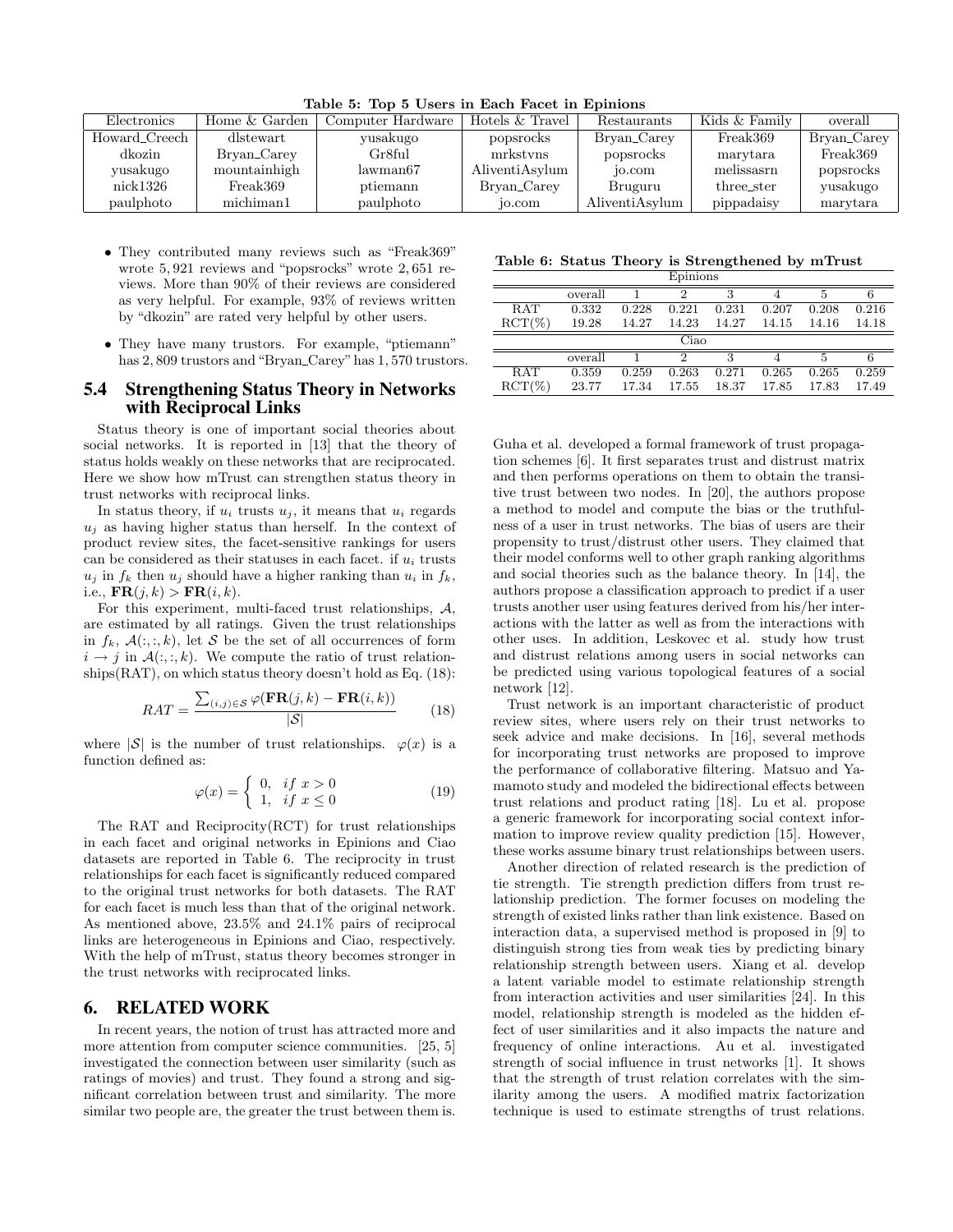**Table 5: Top 5 Users in Each Facet in Epinions**

| Electronics | Home & Garden | Computer Hardware | Hotels & Travel | Restaurants | Kids & Family | overall |
|---|---|---|---|---|---|---|
| Howard_Creech | dlstewart | yusakugo | popsrocks | Bryan_Carey | Freak369 | Bryan_Carey |
| dkozin | Bryan_Carey | Gr8ful | mrkstvns | popsrocks | marytara | Freak369 |
| yusakugo | mountainhigh | lawman67 | AliventiAsylum | jo.com | melissasrn | popsrocks |
| nick1326 | Freak369 | ptiemann | Bryan_Carey | Bruguru | three_ster | yusakugo |
| paulphoto | michiman1 | paulphoto | jo.com | AliventiAsylum | pippadaisy | marytara |

- They contributed many reviews such as "Freak369" wrote 5,921 reviews and "popsrocks" wrote 2,651 reviews. More than 90% of their reviews are considered as very helpful. For example, 93% of reviews written by "dkozin" are rated very helpful by other users.
- They have many trustors. For example, "ptiemann" has 2,809 trustors and "Bryan_Carey" has 1,570 trustors.

## 5.4 Strengthening Status Theory in Networks with Reciprocal Links

Status theory is one of important social theories about social networks. It is reported in [13] that the theory of status holds weakly on these networks that are reciprocated. Here we show how mTrust can strengthen status theory in trust networks with reciprocal links.

In status theory, if $u_i$ trusts $u_j$, it means that $u_i$ regards $u_j$ as having higher status than herself. In the context of product review sites, the facet-sensitive rankings for users can be considered as their statuses in each facet. if $u_i$ trusts $u_j$ in $f_k$ then $u_j$ should have a higher ranking than $u_i$ in $f_k$, i.e., $\mathbf{FR}(j,k) > \mathbf{FR}(i,k)$.

For this experiment, multi-faced trust relationships, $\mathcal{A}$, are estimated by all ratings. Given the trust relationships in $f_k$, $\mathcal{A}(:,:,k)$, let $\mathcal{S}$ be the set of all occurrences of form $i \rightarrow j$ in $\mathcal{A}(:,:,k)$. We compute the ratio of trust relationships(RAT), on which status theory doesn't hold as Eq. (18):

$$RAT = \frac{\sum_{(i,j)\in\mathcal{S}} \varphi(\mathbf{FR}(j,k) - \mathbf{FR}(i,k))}{|\mathcal{S}|} \tag{18}$$

where $|\mathcal{S}|$ is the number of trust relationships. $\varphi(x)$ is a function defined as:

$$\varphi(x) = \begin{cases} 0, & if\ x > 0 \\ 1, & if\ x \leq 0 \end{cases} \tag{19}$$

The RAT and Reciprocity(RCT) for trust relationships in each facet and original networks in Epinions and Ciao datasets are reported in Table 6. The reciprocity in trust relationships for each facet is significantly reduced compared to the original trust networks for both datasets. The RAT for each facet is much less than that of the original network. As mentioned above, 23.5% and 24.1% pairs of reciprocal links are heterogeneous in Epinions and Ciao, respectively. With the help of mTrust, status theory becomes stronger in the trust networks with reciprocated links.

**Table 6: Status Theory is Strengthened by mTrust**

| Epinions | | | | | | | |
|---|---|---|---|---|---|---|---|
| | overall | 1 | 2 | 3 | 4 | 5 | 6 |
| RAT | 0.332 | 0.228 | 0.221 | 0.231 | 0.207 | 0.208 | 0.216 |
| RCT(%) | 19.28 | 14.27 | 14.23 | 14.27 | 14.15 | 14.16 | 14.18 |
| **Ciao** | | | | | | | |
| | overall | 1 | 2 | 3 | 4 | 5 | 6 |
| RAT | 0.359 | 0.259 | 0.263 | 0.271 | 0.265 | 0.265 | 0.259 |
| RCT(%) | 23.77 | 17.34 | 17.55 | 18.37 | 17.85 | 17.83 | 17.49 |

# 6. RELATED WORK

In recent years, the notion of trust has attracted more and more attention from computer science communities. [25, 5] investigated the connection between user similarity (such as ratings of movies) and trust. They found a strong and significant correlation between trust and similarity. The more similar two people are, the greater the trust between them is. Guha et al. developed a formal framework of trust propagation schemes [6]. It first separates trust and distrust matrix and then performs operations on them to obtain the transitive trust between two nodes. In [20], the authors propose a method to model and compute the bias or the truthfulness of a user in trust networks. The bias of users are their propensity to trust/distrust other users. They claimed that their model conforms well to other graph ranking algorithms and social theories such as the balance theory. In [14], the authors propose a classification approach to predict if a user trusts another user using features derived from his/her interactions with the latter as well as from the interactions with other uses. In addition, Leskovec et al. study how trust and distrust relations among users in social networks can be predicted using various topological features of a social network [12].

Trust network is an important characteristic of product review sites, where users rely on their trust networks to seek advice and make decisions. In [16], several methods for incorporating trust networks are proposed to improve the performance of collaborative filtering. Matsuo and Yamamoto study and modeled the bidirectional effects between trust relations and product rating [18]. Lu et al. propose a generic framework for incorporating social context information to improve review quality prediction [15]. However, these works assume binary trust relationships between users.

Another direction of related research is the prediction of tie strength. Tie strength prediction differs from trust relationship prediction. The former focuses on modeling the strength of existed links rather than link existence. Based on interaction data, a supervised method is proposed in [9] to distinguish strong ties from weak ties by predicting binary relationship strength between users. Xiang et al. develop a latent variable model to estimate relationship strength from interaction activities and user similarities [24]. In this model, relationship strength is modeled as the hidden effect of user similarities and it also impacts the nature and frequency of online interactions. Au et al. investigated strength of social influence in trust networks [1]. It shows that the strength of trust relation correlates with the similarity among the users. A modified matrix factorization technique is used to estimate strengths of trust relations.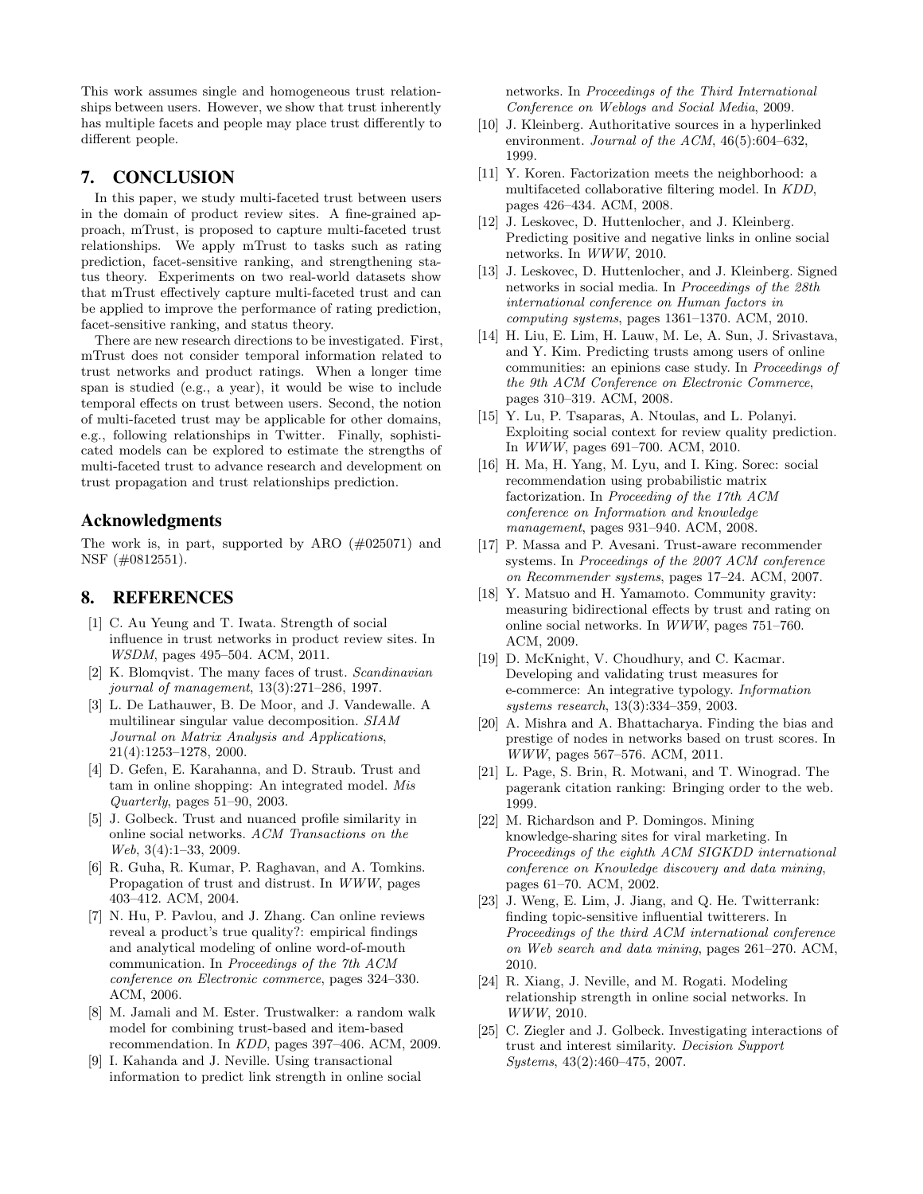This work assumes single and homogeneous trust relationships between users. However, we show that trust inherently has multiple facets and people may place trust differently to different people.

## 7. CONCLUSION

In this paper, we study multi-faceted trust between users in the domain of product review sites. A fine-grained approach, mTrust, is proposed to capture multi-faceted trust relationships. We apply mTrust to tasks such as rating prediction, facet-sensitive ranking, and strengthening status theory. Experiments on two real-world datasets show that mTrust effectively capture multi-faceted trust and can be applied to improve the performance of rating prediction, facet-sensitive ranking, and status theory.

There are new research directions to be investigated. First, mTrust does not consider temporal information related to trust networks and product ratings. When a longer time span is studied (e.g., a year), it would be wise to include temporal effects on trust between users. Second, the notion of multi-faceted trust may be applicable for other domains, e.g., following relationships in Twitter. Finally, sophisticated models can be explored to estimate the strengths of multi-faceted trust to advance research and development on trust propagation and trust relationships prediction.

### Acknowledgments

The work is, in part, supported by ARO (#025071) and NSF (#0812551).

## 8. REFERENCES

[1] C. Au Yeung and T. Iwata. Strength of social influence in trust networks in product review sites. In *WSDM*, pages 495–504. ACM, 2011.

[2] K. Blomqvist. The many faces of trust. *Scandinavian journal of management*, 13(3):271–286, 1997.

[3] L. De Lathauwer, B. De Moor, and J. Vandewalle. A multilinear singular value decomposition. *SIAM Journal on Matrix Analysis and Applications*, 21(4):1253–1278, 2000.

[4] D. Gefen, E. Karahanna, and D. Straub. Trust and tam in online shopping: An integrated model. *Mis Quarterly*, pages 51–90, 2003.

[5] J. Golbeck. Trust and nuanced profile similarity in online social networks. *ACM Transactions on the Web*, 3(4):1–33, 2009.

[6] R. Guha, R. Kumar, P. Raghavan, and A. Tomkins. Propagation of trust and distrust. In *WWW*, pages 403–412. ACM, 2004.

[7] N. Hu, P. Pavlou, and J. Zhang. Can online reviews reveal a product's true quality?: empirical findings and analytical modeling of online word-of-mouth communication. In *Proceedings of the 7th ACM conference on Electronic commerce*, pages 324–330. ACM, 2006.

[8] M. Jamali and M. Ester. Trustwalker: a random walk model for combining trust-based and item-based recommendation. In *KDD*, pages 397–406. ACM, 2009.

[9] I. Kahanda and J. Neville. Using transactional information to predict link strength in online social networks. In *Proceedings of the Third International Conference on Weblogs and Social Media*, 2009.

[10] J. Kleinberg. Authoritative sources in a hyperlinked environment. *Journal of the ACM*, 46(5):604–632, 1999.

[11] Y. Koren. Factorization meets the neighborhood: a multifaceted collaborative filtering model. In *KDD*, pages 426–434. ACM, 2008.

[12] J. Leskovec, D. Huttenlocher, and J. Kleinberg. Predicting positive and negative links in online social networks. In *WWW*, 2010.

[13] J. Leskovec, D. Huttenlocher, and J. Kleinberg. Signed networks in social media. In *Proceedings of the 28th international conference on Human factors in computing systems*, pages 1361–1370. ACM, 2010.

[14] H. Liu, E. Lim, H. Lauw, M. Le, A. Sun, J. Srivastava, and Y. Kim. Predicting trusts among users of online communities: an epinions case study. In *Proceedings of the 9th ACM Conference on Electronic Commerce*, pages 310–319. ACM, 2008.

[15] Y. Lu, P. Tsaparas, A. Ntoulas, and L. Polanyi. Exploiting social context for review quality prediction. In *WWW*, pages 691–700. ACM, 2010.

[16] H. Ma, H. Yang, M. Lyu, and I. King. Sorec: social recommendation using probabilistic matrix factorization. In *Proceeding of the 17th ACM conference on Information and knowledge management*, pages 931–940. ACM, 2008.

[17] P. Massa and P. Avesani. Trust-aware recommender systems. In *Proceedings of the 2007 ACM conference on Recommender systems*, pages 17–24. ACM, 2007.

[18] Y. Matsuo and H. Yamamoto. Community gravity: measuring bidirectional effects by trust and rating on online social networks. In *WWW*, pages 751–760. ACM, 2009.

[19] D. McKnight, V. Choudhury, and C. Kacmar. Developing and validating trust measures for e-commerce: An integrative typology. *Information systems research*, 13(3):334–359, 2003.

[20] A. Mishra and A. Bhattacharya. Finding the bias and prestige of nodes in networks based on trust scores. In *WWW*, pages 567–576. ACM, 2011.

[21] L. Page, S. Brin, R. Motwani, and T. Winograd. The pagerank citation ranking: Bringing order to the web. 1999.

[22] M. Richardson and P. Domingos. Mining knowledge-sharing sites for viral marketing. In *Proceedings of the eighth ACM SIGKDD international conference on Knowledge discovery and data mining*, pages 61–70. ACM, 2002.

[23] J. Weng, E. Lim, J. Jiang, and Q. He. Twitterrank: finding topic-sensitive influential twitterers. In *Proceedings of the third ACM international conference on Web search and data mining*, pages 261–270. ACM, 2010.

[24] R. Xiang, J. Neville, and M. Rogati. Modeling relationship strength in online social networks. In *WWW*, 2010.

[25] C. Ziegler and J. Golbeck. Investigating interactions of trust and interest similarity. *Decision Support Systems*, 43(2):460–475, 2007.